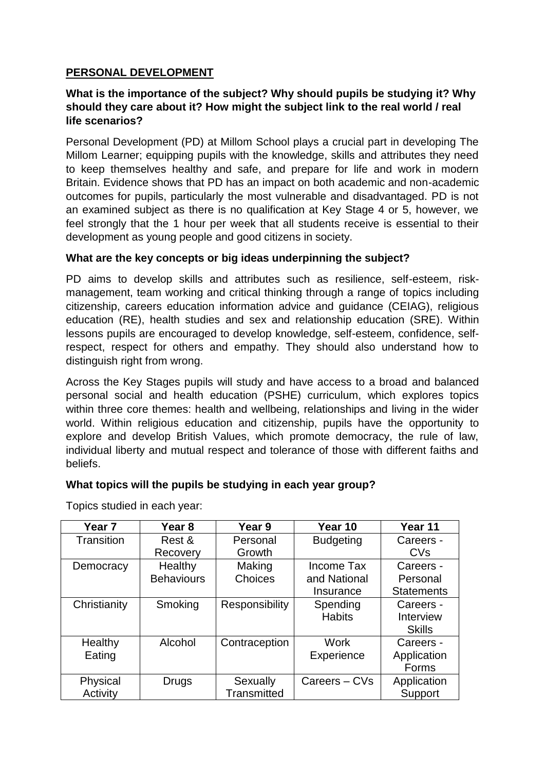## PERSONAL DEVELOPMENT

### What is the importance of the subject? Why should pupils be studying it? Why should they care about it? How might the subject link to the real world / real life scenarios?

Personal Development (PD) at Millom School plays a crucial part in developing The Millom Learner; equipping pupils with the knowledge, skills and attributes they need to keep themselves healthy and safe, and prepare for life and work in modern Britain. Evidence shows that PD has an impact on both academic and non-academic outcomes for pupils, particularly the most vulnerable and disadvantaged. PD is not an examined subject as there is no qualification at Key Stage 4 or 5, however, we feel strongly that the 1 hour per week that all students receive is essential to their development as young people and good citizens in society.

### What are the key concepts or big ideas underpinning the subject?

PD aims to develop skills and attributes such as resilience, self-esteem, risk-management, team working and critical thinking through a range of topics including citizenship, careers education information advice and guidance (CEIAG), religious education (RE), health studies and sex and relationship education (SRE). Within lessons pupils are encouraged to develop knowledge, self-esteem, confidence, self-respect, respect for others and empathy. They should also understand how to distinguish right from wrong.

Across the Key Stages pupils will study and have access to a broad and balanced personal social and health education (PSHE) curriculum, which explores topics within three core themes: health and wellbeing, relationships and living in the wider world. Within religious education and citizenship, pupils have the opportunity to explore and develop British Values, which promote democracy, the rule of law, individual liberty and mutual respect and tolerance of those with different faiths and beliefs.

### What topics will the pupils be studying in each year group?

Topics studied in each year:

| Year 7 | Year 8 | Year 9 | Year 10 | Year 11 |
|---|---|---|---|---|
| Transition | Rest & Recovery | Personal Growth | Budgeting | Careers - CVs |
| Democracy | Healthy Behaviours | Making Choices | Income Tax and National Insurance | Careers - Personal Statements |
| Christianity | Smoking | Responsibility | Spending Habits | Careers - Interview Skills |
| Healthy Eating | Alcohol | Contraception | Work Experience | Careers - Application Forms |
| Physical Activity | Drugs | Sexually Transmitted | Careers – CVs | Application Support |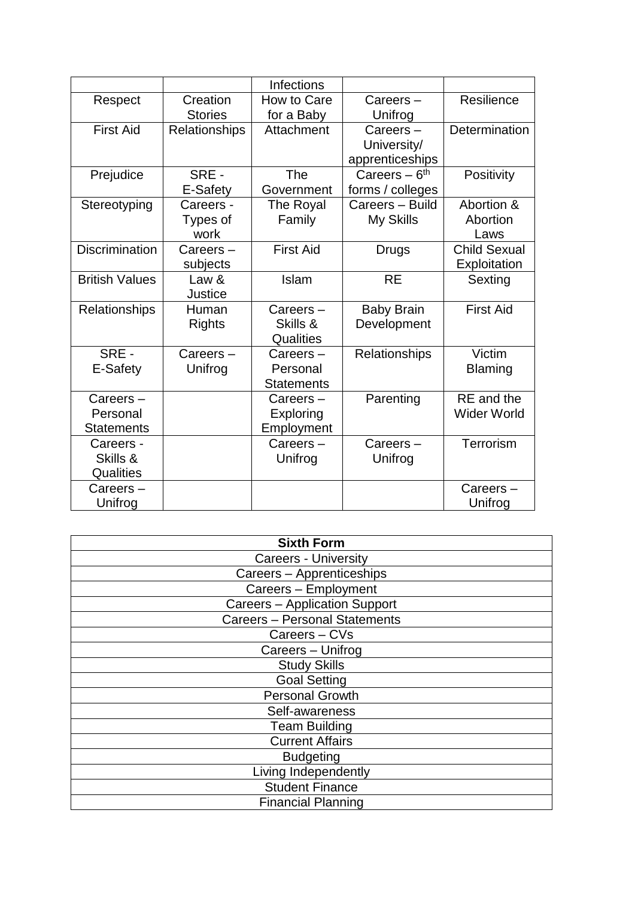| | | Infections | | |
|---|---|---|---|---|
| Respect | Creation Stories | How to Care for a Baby | Careers – Unifrog | Resilience |
| First Aid | Relationships | Attachment | Careers – University/ apprenticeships | Determination |
| Prejudice | SRE - E-Safety | The Government | Careers – $6^{th}$ forms / colleges | Positivity |
| Stereotyping | Careers - Types of work | The Royal Family | Careers – Build My Skills | Abortion & Abortion Laws |
| Discrimination | Careers – subjects | First Aid | Drugs | Child Sexual Exploitation |
| British Values | Law & Justice | Islam | RE | Sexting |
| Relationships | Human Rights | Careers – Skills & Qualities | Baby Brain Development | First Aid |
| SRE - E-Safety | Careers – Unifrog | Careers – Personal Statements | Relationships | Victim Blaming |
| Careers – Personal Statements | | Careers – Exploring Employment | Parenting | RE and the Wider World |
| Careers - Skills & Qualities | | Careers – Unifrog | Careers – Unifrog | Terrorism |
| Careers – Unifrog | | | | Careers – Unifrog |

| **Sixth Form** |
|---|
| Careers - University |
| Careers – Apprenticeships |
| Careers – Employment |
| Careers – Application Support |
| Careers – Personal Statements |
| Careers – CVs |
| Careers – Unifrog |
| Study Skills |
| Goal Setting |
| Personal Growth |
| Self-awareness |
| Team Building |
| Current Affairs |
| Budgeting |
| Living Independently |
| Student Finance |
| Financial Planning |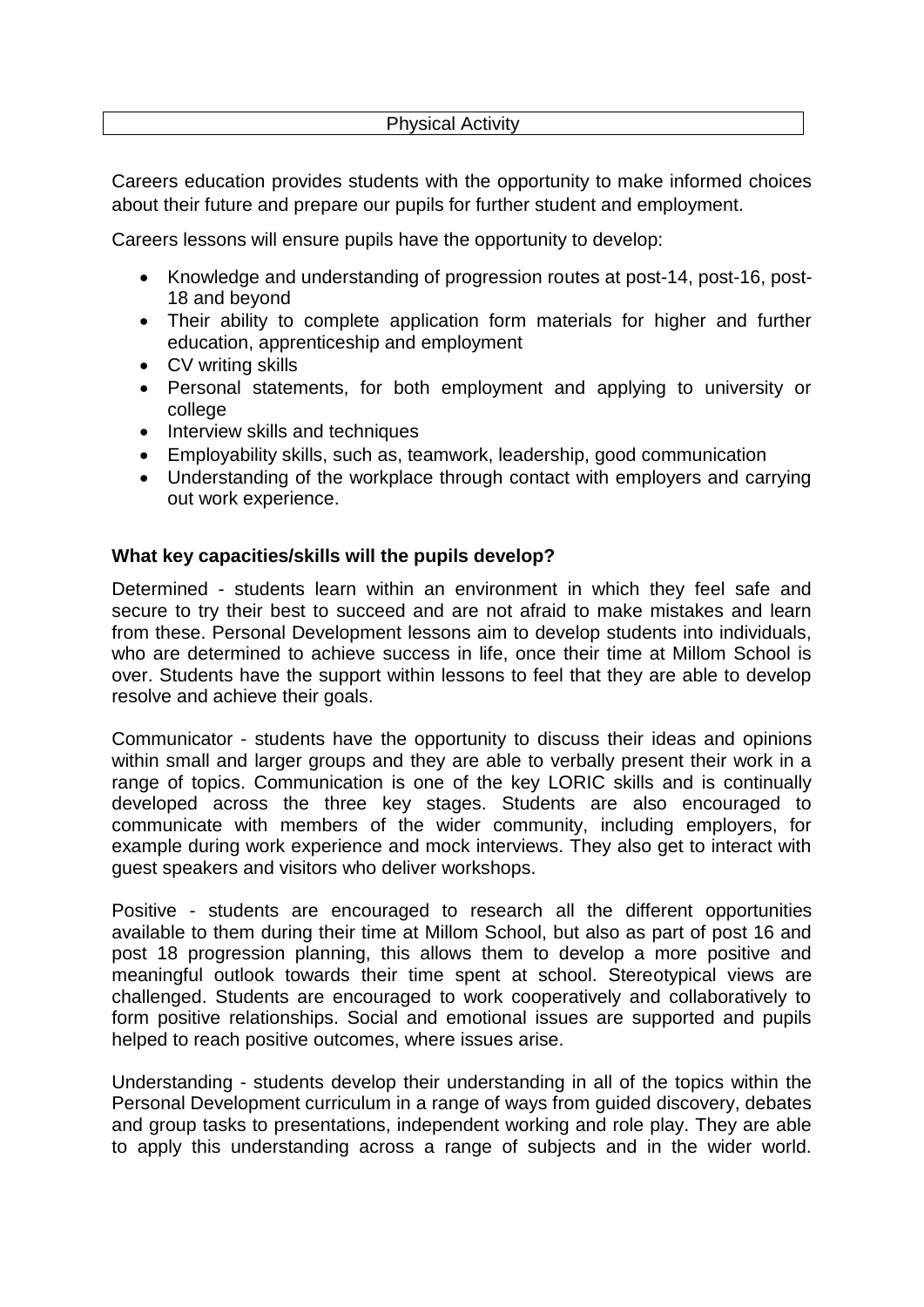| Physical Activity |
| --- |

Careers education provides students with the opportunity to make informed choices about their future and prepare our pupils for further student and employment.

Careers lessons will ensure pupils have the opportunity to develop:

- Knowledge and understanding of progression routes at post-14, post-16, post-18 and beyond
- Their ability to complete application form materials for higher and further education, apprenticeship and employment
- CV writing skills
- Personal statements, for both employment and applying to university or college
- Interview skills and techniques
- Employability skills, such as, teamwork, leadership, good communication
- Understanding of the workplace through contact with employers and carrying out work experience.

**What key capacities/skills will the pupils develop?**

Determined - students learn within an environment in which they feel safe and secure to try their best to succeed and are not afraid to make mistakes and learn from these. Personal Development lessons aim to develop students into individuals, who are determined to achieve success in life, once their time at Millom School is over. Students have the support within lessons to feel that they are able to develop resolve and achieve their goals.

Communicator - students have the opportunity to discuss their ideas and opinions within small and larger groups and they are able to verbally present their work in a range of topics. Communication is one of the key LORIC skills and is continually developed across the three key stages. Students are also encouraged to communicate with members of the wider community, including employers, for example during work experience and mock interviews. They also get to interact with guest speakers and visitors who deliver workshops.

Positive - students are encouraged to research all the different opportunities available to them during their time at Millom School, but also as part of post 16 and post 18 progression planning, this allows them to develop a more positive and meaningful outlook towards their time spent at school. Stereotypical views are challenged. Students are encouraged to work cooperatively and collaboratively to form positive relationships. Social and emotional issues are supported and pupils helped to reach positive outcomes, where issues arise.

Understanding - students develop their understanding in all of the topics within the Personal Development curriculum in a range of ways from guided discovery, debates and group tasks to presentations, independent working and role play. They are able to apply this understanding across a range of subjects and in the wider world.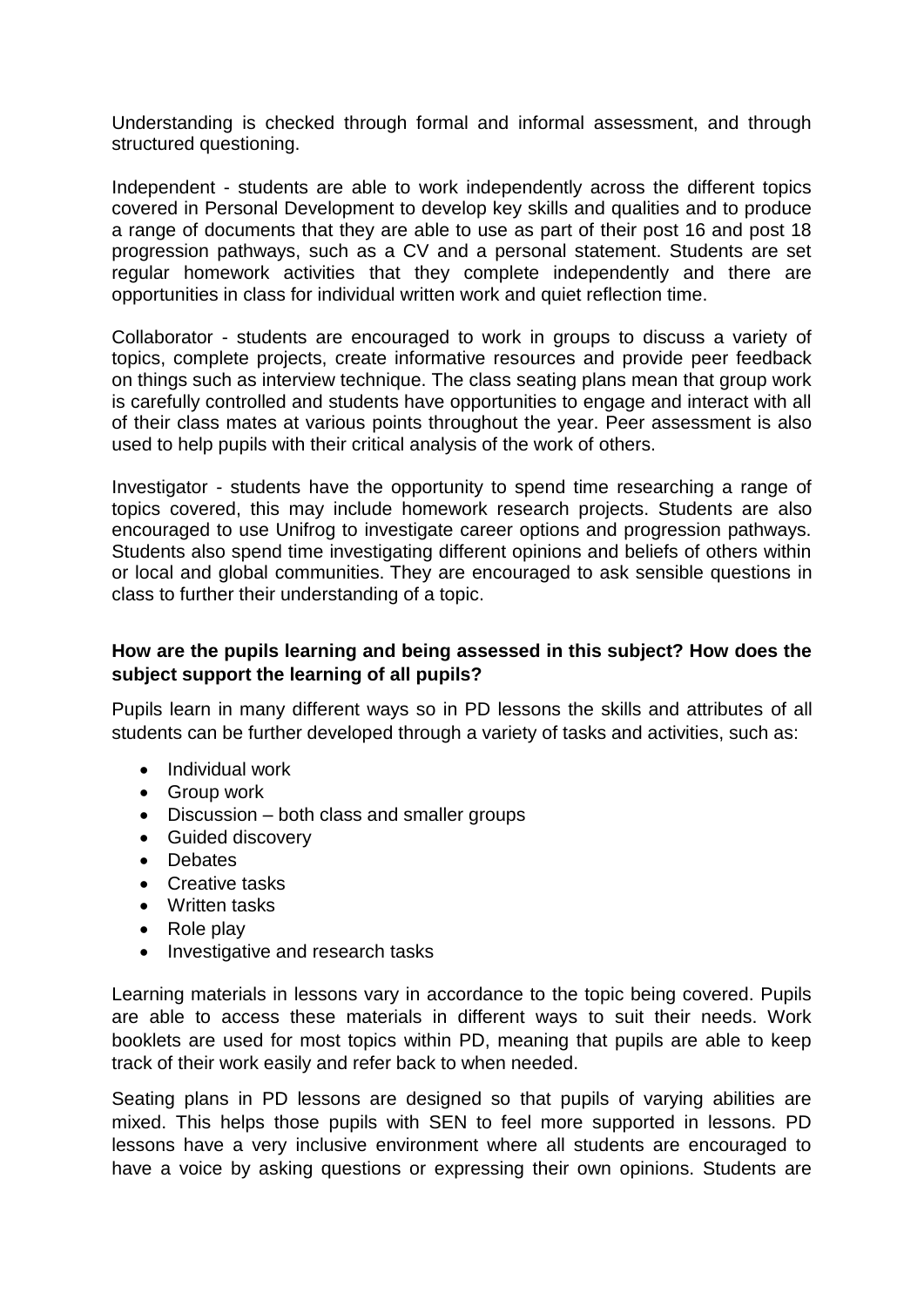Understanding is checked through formal and informal assessment, and through structured questioning.

Independent - students are able to work independently across the different topics covered in Personal Development to develop key skills and qualities and to produce a range of documents that they are able to use as part of their post 16 and post 18 progression pathways, such as a CV and a personal statement. Students are set regular homework activities that they complete independently and there are opportunities in class for individual written work and quiet reflection time.

Collaborator - students are encouraged to work in groups to discuss a variety of topics, complete projects, create informative resources and provide peer feedback on things such as interview technique. The class seating plans mean that group work is carefully controlled and students have opportunities to engage and interact with all of their class mates at various points throughout the year. Peer assessment is also used to help pupils with their critical analysis of the work of others.

Investigator - students have the opportunity to spend time researching a range of topics covered, this may include homework research projects. Students are also encouraged to use Unifrog to investigate career options and progression pathways. Students also spend time investigating different opinions and beliefs of others within or local and global communities. They are encouraged to ask sensible questions in class to further their understanding of a topic.

**How are the pupils learning and being assessed in this subject? How does the subject support the learning of all pupils?**

Pupils learn in many different ways so in PD lessons the skills and attributes of all students can be further developed through a variety of tasks and activities, such as:

- Individual work
- Group work
- Discussion – both class and smaller groups
- Guided discovery
- Debates
- Creative tasks
- Written tasks
- Role play
- Investigative and research tasks

Learning materials in lessons vary in accordance to the topic being covered. Pupils are able to access these materials in different ways to suit their needs. Work booklets are used for most topics within PD, meaning that pupils are able to keep track of their work easily and refer back to when needed.

Seating plans in PD lessons are designed so that pupils of varying abilities are mixed. This helps those pupils with SEN to feel more supported in lessons. PD lessons have a very inclusive environment where all students are encouraged to have a voice by asking questions or expressing their own opinions. Students are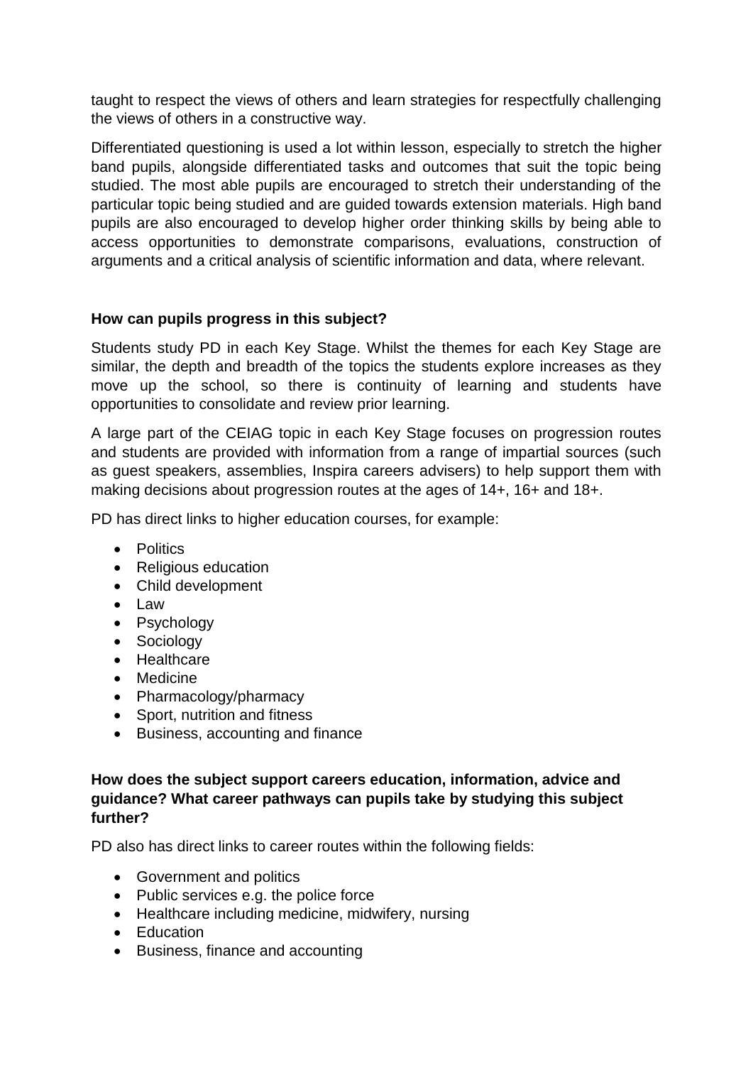taught to respect the views of others and learn strategies for respectfully challenging the views of others in a constructive way.

Differentiated questioning is used a lot within lesson, especially to stretch the higher band pupils, alongside differentiated tasks and outcomes that suit the topic being studied. The most able pupils are encouraged to stretch their understanding of the particular topic being studied and are guided towards extension materials. High band pupils are also encouraged to develop higher order thinking skills by being able to access opportunities to demonstrate comparisons, evaluations, construction of arguments and a critical analysis of scientific information and data, where relevant.

**How can pupils progress in this subject?**

Students study PD in each Key Stage. Whilst the themes for each Key Stage are similar, the depth and breadth of the topics the students explore increases as they move up the school, so there is continuity of learning and students have opportunities to consolidate and review prior learning.

A large part of the CEIAG topic in each Key Stage focuses on progression routes and students are provided with information from a range of impartial sources (such as guest speakers, assemblies, Inspira careers advisers) to help support them with making decisions about progression routes at the ages of 14+, 16+ and 18+.

PD has direct links to higher education courses, for example:

- Politics
- Religious education
- Child development
- Law
- Psychology
- Sociology
- Healthcare
- Medicine
- Pharmacology/pharmacy
- Sport, nutrition and fitness
- Business, accounting and finance

**How does the subject support careers education, information, advice and guidance? What career pathways can pupils take by studying this subject further?**

PD also has direct links to career routes within the following fields:

- Government and politics
- Public services e.g. the police force
- Healthcare including medicine, midwifery, nursing
- Education
- Business, finance and accounting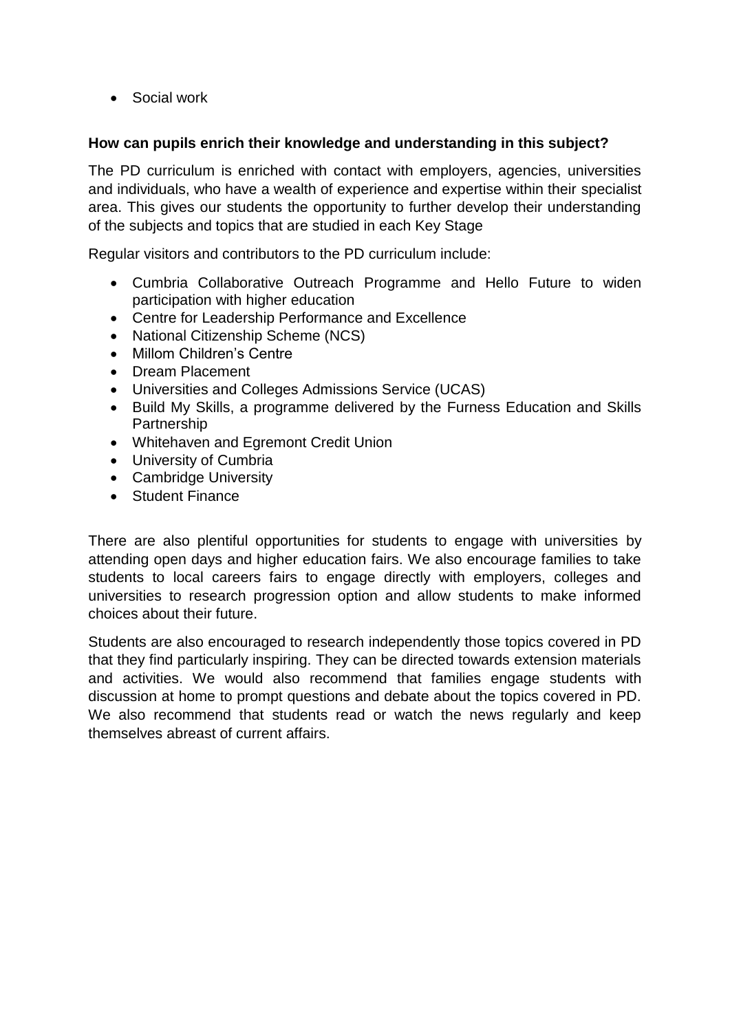- Social work

**How can pupils enrich their knowledge and understanding in this subject?**

The PD curriculum is enriched with contact with employers, agencies, universities and individuals, who have a wealth of experience and expertise within their specialist area. This gives our students the opportunity to further develop their understanding of the subjects and topics that are studied in each Key Stage

Regular visitors and contributors to the PD curriculum include:

- Cumbria Collaborative Outreach Programme and Hello Future to widen participation with higher education
- Centre for Leadership Performance and Excellence
- National Citizenship Scheme (NCS)
- Millom Children's Centre
- Dream Placement
- Universities and Colleges Admissions Service (UCAS)
- Build My Skills, a programme delivered by the Furness Education and Skills Partnership
- Whitehaven and Egremont Credit Union
- University of Cumbria
- Cambridge University
- Student Finance

There are also plentiful opportunities for students to engage with universities by attending open days and higher education fairs. We also encourage families to take students to local careers fairs to engage directly with employers, colleges and universities to research progression option and allow students to make informed choices about their future.

Students are also encouraged to research independently those topics covered in PD that they find particularly inspiring. They can be directed towards extension materials and activities. We would also recommend that families engage students with discussion at home to prompt questions and debate about the topics covered in PD. We also recommend that students read or watch the news regularly and keep themselves abreast of current affairs.